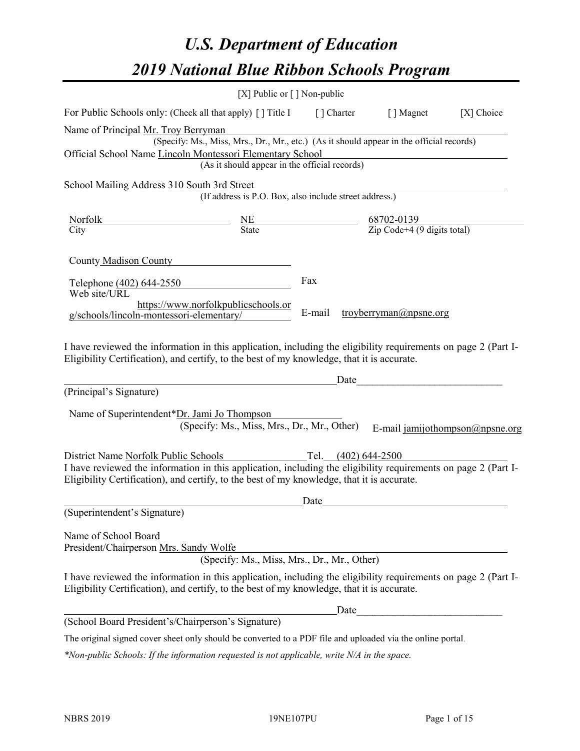# *U.S. Department of Education*

# *2019 National Blue Ribbon Schools Program*

[X] Public or [ ] Non-public

For Public Schools only: (Check all that apply) [ ] Title I [ ] Charter [ ] Magnet [X] Choice

Name of Principal Mr. Troy Berryman
(Specify: Ms., Miss, Mrs., Dr., Mr., etc.) (As it should appear in the official records)

Official School Name Lincoln Montessori Elementary School
(As it should appear in the official records)

School Mailing Address 310 South 3rd Street
(If address is P.O. Box, also include street address.)

| City | State | Zip Code+4 (9 digits total) |
|---|---|---|
| Norfolk | NE | 68702-0139 |

County Madison County

Telephone (402) 644-2550

Fax

Web site/URL https://www.norfolkpublicschools.org/schools/lincoln-montessori-elementary/

E-mail troyberryman@npsne.org

I have reviewed the information in this application, including the eligibility requirements on page 2 (Part I-Eligibility Certification), and certify, to the best of my knowledge, that it is accurate.

_______________________________________ Date_______________________
(Principal's Signature)

Name of Superintendent* Dr. Jami Jo Thompson
(Specify: Ms., Miss, Mrs., Dr., Mr., Other)

E-mail jamijothompson@npsne.org

District Name Norfolk Public Schools Tel. (402) 644-2500

I have reviewed the information in this application, including the eligibility requirements on page 2 (Part I-Eligibility Certification), and certify, to the best of my knowledge, that it is accurate.

_______________________________________ Date_______________________
(Superintendent's Signature)

Name of School Board
President/Chairperson Mrs. Sandy Wolfe
(Specify: Ms., Miss, Mrs., Dr., Mr., Other)

I have reviewed the information in this application, including the eligibility requirements on page 2 (Part I-Eligibility Certification), and certify, to the best of my knowledge, that it is accurate.

_______________________________________ Date_______________________
(School Board President's/Chairperson's Signature)

The original signed cover sheet only should be converted to a PDF file and uploaded via the online portal.

*\*Non-public Schools: If the information requested is not applicable, write N/A in the space.*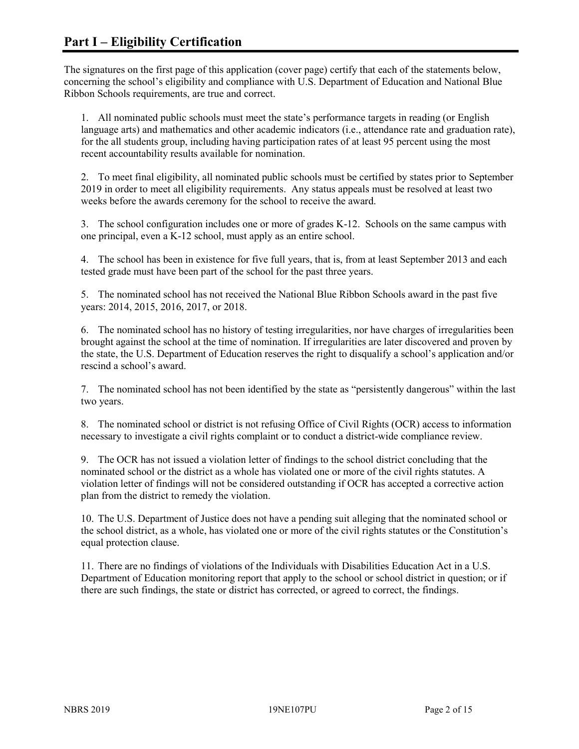# Part I – Eligibility Certification

The signatures on the first page of this application (cover page) certify that each of the statements below, concerning the school's eligibility and compliance with U.S. Department of Education and National Blue Ribbon Schools requirements, are true and correct.

1. All nominated public schools must meet the state's performance targets in reading (or English language arts) and mathematics and other academic indicators (i.e., attendance rate and graduation rate), for the all students group, including having participation rates of at least 95 percent using the most recent accountability results available for nomination.

2. To meet final eligibility, all nominated public schools must be certified by states prior to September 2019 in order to meet all eligibility requirements. Any status appeals must be resolved at least two weeks before the awards ceremony for the school to receive the award.

3. The school configuration includes one or more of grades K-12. Schools on the same campus with one principal, even a K-12 school, must apply as an entire school.

4. The school has been in existence for five full years, that is, from at least September 2013 and each tested grade must have been part of the school for the past three years.

5. The nominated school has not received the National Blue Ribbon Schools award in the past five years: 2014, 2015, 2016, 2017, or 2018.

6. The nominated school has no history of testing irregularities, nor have charges of irregularities been brought against the school at the time of nomination. If irregularities are later discovered and proven by the state, the U.S. Department of Education reserves the right to disqualify a school's application and/or rescind a school's award.

7. The nominated school has not been identified by the state as "persistently dangerous" within the last two years.

8. The nominated school or district is not refusing Office of Civil Rights (OCR) access to information necessary to investigate a civil rights complaint or to conduct a district-wide compliance review.

9. The OCR has not issued a violation letter of findings to the school district concluding that the nominated school or the district as a whole has violated one or more of the civil rights statutes. A violation letter of findings will not be considered outstanding if OCR has accepted a corrective action plan from the district to remedy the violation.

10. The U.S. Department of Justice does not have a pending suit alleging that the nominated school or the school district, as a whole, has violated one or more of the civil rights statutes or the Constitution's equal protection clause.

11. There are no findings of violations of the Individuals with Disabilities Education Act in a U.S. Department of Education monitoring report that apply to the school or school district in question; or if there are such findings, the state or district has corrected, or agreed to correct, the findings.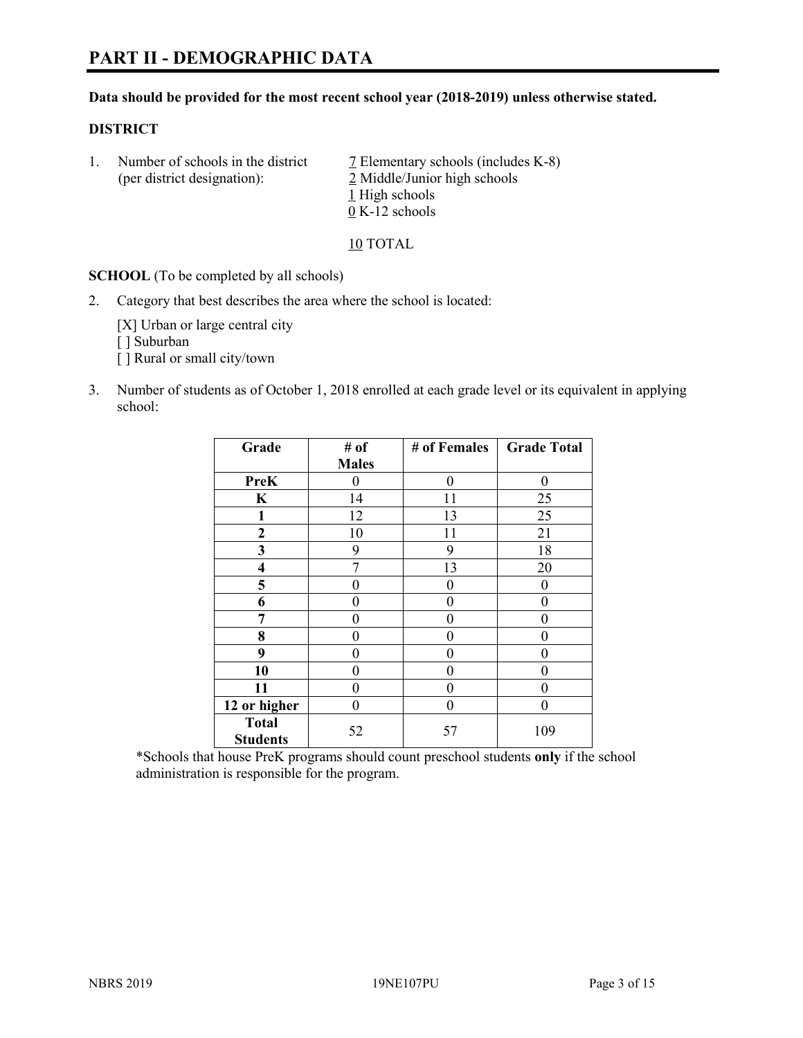# PART II - DEMOGRAPHIC DATA

**Data should be provided for the most recent school year (2018-2019) unless otherwise stated.**

**DISTRICT**

1. Number of schools in the district (per district designation):
   - 7 Elementary schools (includes K-8)
   - 2 Middle/Junior high schools
   - 1 High schools
   - 0 K-12 schools

   10 TOTAL

**SCHOOL** (To be completed by all schools)

2. Category that best describes the area where the school is located:

   [X] Urban or large central city
   [ ] Suburban
   [ ] Rural or small city/town

3. Number of students as of October 1, 2018 enrolled at each grade level or its equivalent in applying school:

| Grade | # of Males | # of Females | Grade Total |
|---|---|---|---|
| **PreK** | 0 | 0 | 0 |
| **K** | 14 | 11 | 25 |
| **1** | 12 | 13 | 25 |
| **2** | 10 | 11 | 21 |
| **3** | 9 | 9 | 18 |
| **4** | 7 | 13 | 20 |
| **5** | 0 | 0 | 0 |
| **6** | 0 | 0 | 0 |
| **7** | 0 | 0 | 0 |
| **8** | 0 | 0 | 0 |
| **9** | 0 | 0 | 0 |
| **10** | 0 | 0 | 0 |
| **11** | 0 | 0 | 0 |
| **12 or higher** | 0 | 0 | 0 |
| **Total Students** | 52 | 57 | 109 |

*Schools that house PreK programs should count preschool students **only** if the school administration is responsible for the program.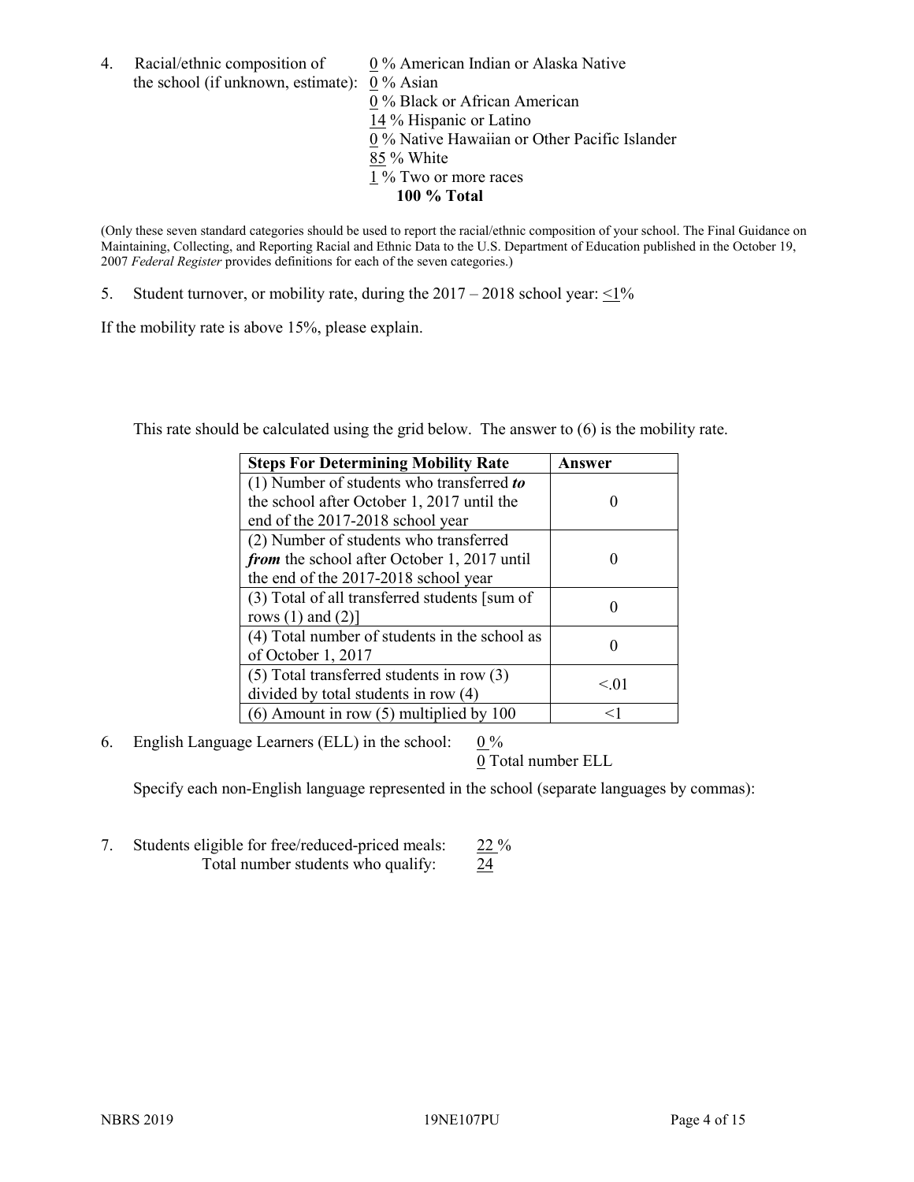4. Racial/ethnic composition of the school (if unknown, estimate):
   - 0 % American Indian or Alaska Native
   - 0 % Asian
   - 0 % Black or African American
   - 14 % Hispanic or Latino
   - 0 % Native Hawaiian or Other Pacific Islander
   - 85 % White
   - 1 % Two or more races
   - **100 % Total**

(Only these seven standard categories should be used to report the racial/ethnic composition of your school. The Final Guidance on Maintaining, Collecting, and Reporting Racial and Ethnic Data to the U.S. Department of Education published in the October 19, 2007 *Federal Register* provides definitions for each of the seven categories.)

5. Student turnover, or mobility rate, during the 2017 – 2018 school year: <1%

If the mobility rate is above 15%, please explain.

This rate should be calculated using the grid below. The answer to (6) is the mobility rate.

| Steps For Determining Mobility Rate | Answer |
|---|---|
| (1) Number of students who transferred ***to*** the school after October 1, 2017 until the end of the 2017-2018 school year | 0 |
| (2) Number of students who transferred ***from*** the school after October 1, 2017 until the end of the 2017-2018 school year | 0 |
| (3) Total of all transferred students [sum of rows (1) and (2)] | 0 |
| (4) Total number of students in the school as of October 1, 2017 | 0 |
| (5) Total transferred students in row (3) divided by total students in row (4) | <.01 |
| (6) Amount in row (5) multiplied by 100 | <1 |

6. English Language Learners (ELL) in the school: 0 %
   0 Total number ELL

   Specify each non-English language represented in the school (separate languages by commas):

7. Students eligible for free/reduced-priced meals: 22 %
   Total number students who qualify: 24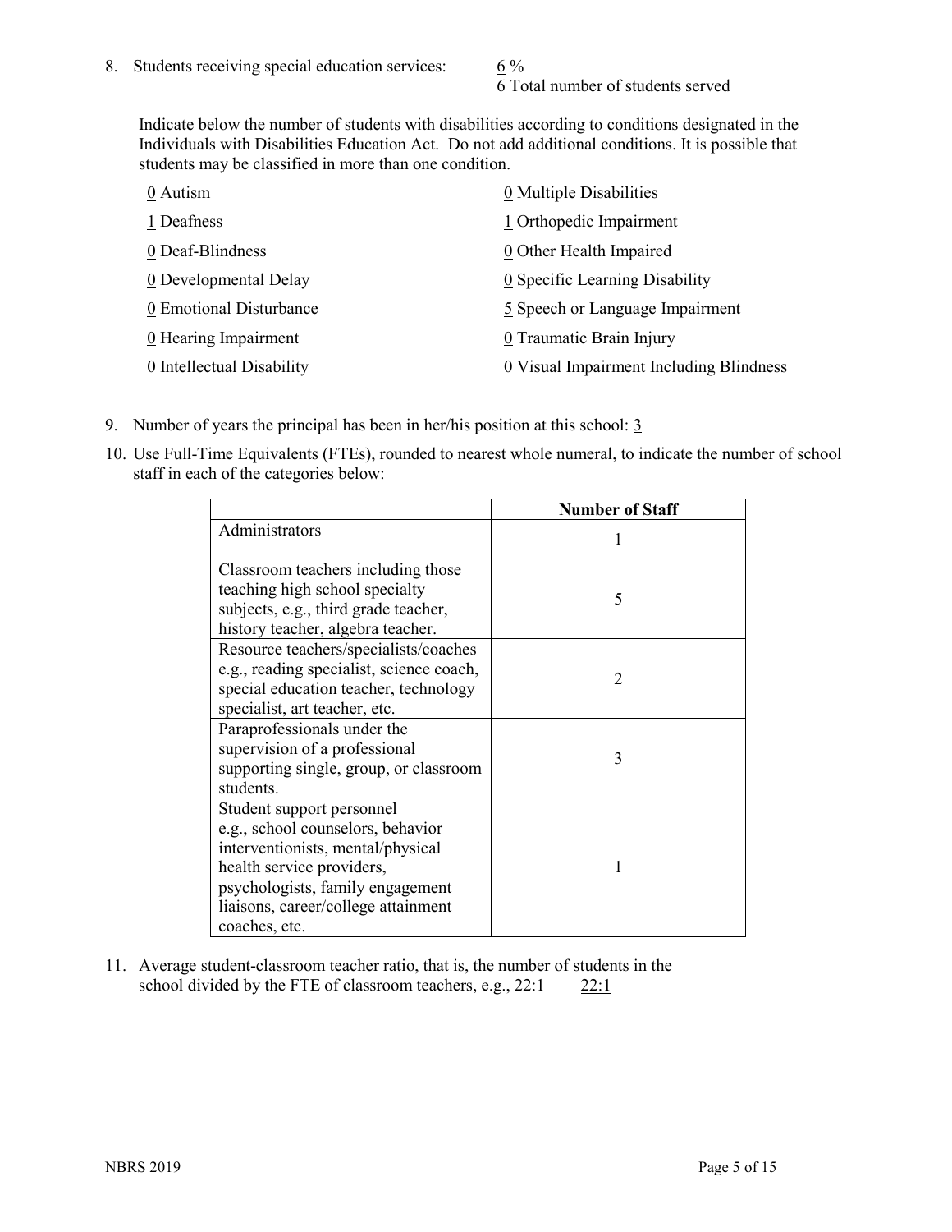8. Students receiving special education services: 6 %
   6 Total number of students served

   Indicate below the number of students with disabilities according to conditions designated in the Individuals with Disabilities Education Act. Do not add additional conditions. It is possible that students may be classified in more than one condition.

   0 Autism
   1 Deafness
   0 Deaf-Blindness
   0 Developmental Delay
   0 Emotional Disturbance
   0 Hearing Impairment
   0 Intellectual Disability
   0 Multiple Disabilities
   1 Orthopedic Impairment
   0 Other Health Impaired
   0 Specific Learning Disability
   5 Speech or Language Impairment
   0 Traumatic Brain Injury
   0 Visual Impairment Including Blindness

9. Number of years the principal has been in her/his position at this school: 3

10. Use Full-Time Equivalents (FTEs), rounded to nearest whole numeral, to indicate the number of school staff in each of the categories below:

| | Number of Staff |
|---|---|
| Administrators | 1 |
| Classroom teachers including those teaching high school specialty subjects, e.g., third grade teacher, history teacher, algebra teacher. | 5 |
| Resource teachers/specialists/coaches e.g., reading specialist, science coach, special education teacher, technology specialist, art teacher, etc. | 2 |
| Paraprofessionals under the supervision of a professional supporting single, group, or classroom students. | 3 |
| Student support personnel e.g., school counselors, behavior interventionists, mental/physical health service providers, psychologists, family engagement liaisons, career/college attainment coaches, etc. | 1 |

11. Average student-classroom teacher ratio, that is, the number of students in the school divided by the FTE of classroom teachers, e.g., 22:1 22:1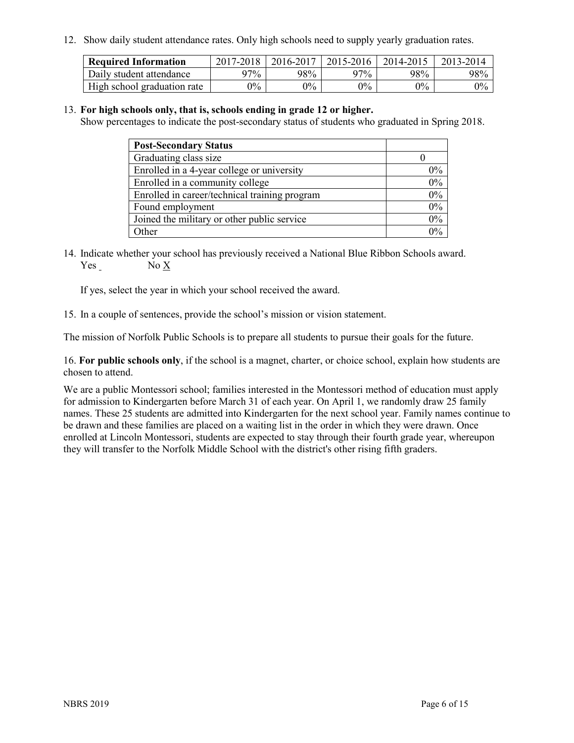12. Show daily student attendance rates. Only high schools need to supply yearly graduation rates.

| Required Information | 2017-2018 | 2016-2017 | 2015-2016 | 2014-2015 | 2013-2014 |
| --- | --- | --- | --- | --- | --- |
| Daily student attendance | 97% | 98% | 97% | 98% | 98% |
| High school graduation rate | 0% | 0% | 0% | 0% | 0% |

13. **For high schools only, that is, schools ending in grade 12 or higher.**
Show percentages to indicate the post-secondary status of students who graduated in Spring 2018.

| Post-Secondary Status | |
| --- | --- |
| Graduating class size | 0 |
| Enrolled in a 4-year college or university | 0% |
| Enrolled in a community college | 0% |
| Enrolled in career/technical training program | 0% |
| Found employment | 0% |
| Joined the military or other public service | 0% |
| Other | 0% |

14. Indicate whether your school has previously received a National Blue Ribbon Schools award.
Yes _ No X

If yes, select the year in which your school received the award.

15. In a couple of sentences, provide the school's mission or vision statement.

The mission of Norfolk Public Schools is to prepare all students to pursue their goals for the future.

16. **For public schools only**, if the school is a magnet, charter, or choice school, explain how students are chosen to attend.

We are a public Montessori school; families interested in the Montessori method of education must apply for admission to Kindergarten before March 31 of each year. On April 1, we randomly draw 25 family names. These 25 students are admitted into Kindergarten for the next school year. Family names continue to be drawn and these families are placed on a waiting list in the order in which they were drawn. Once enrolled at Lincoln Montessori, students are expected to stay through their fourth grade year, whereupon they will transfer to the Norfolk Middle School with the district's other rising fifth graders.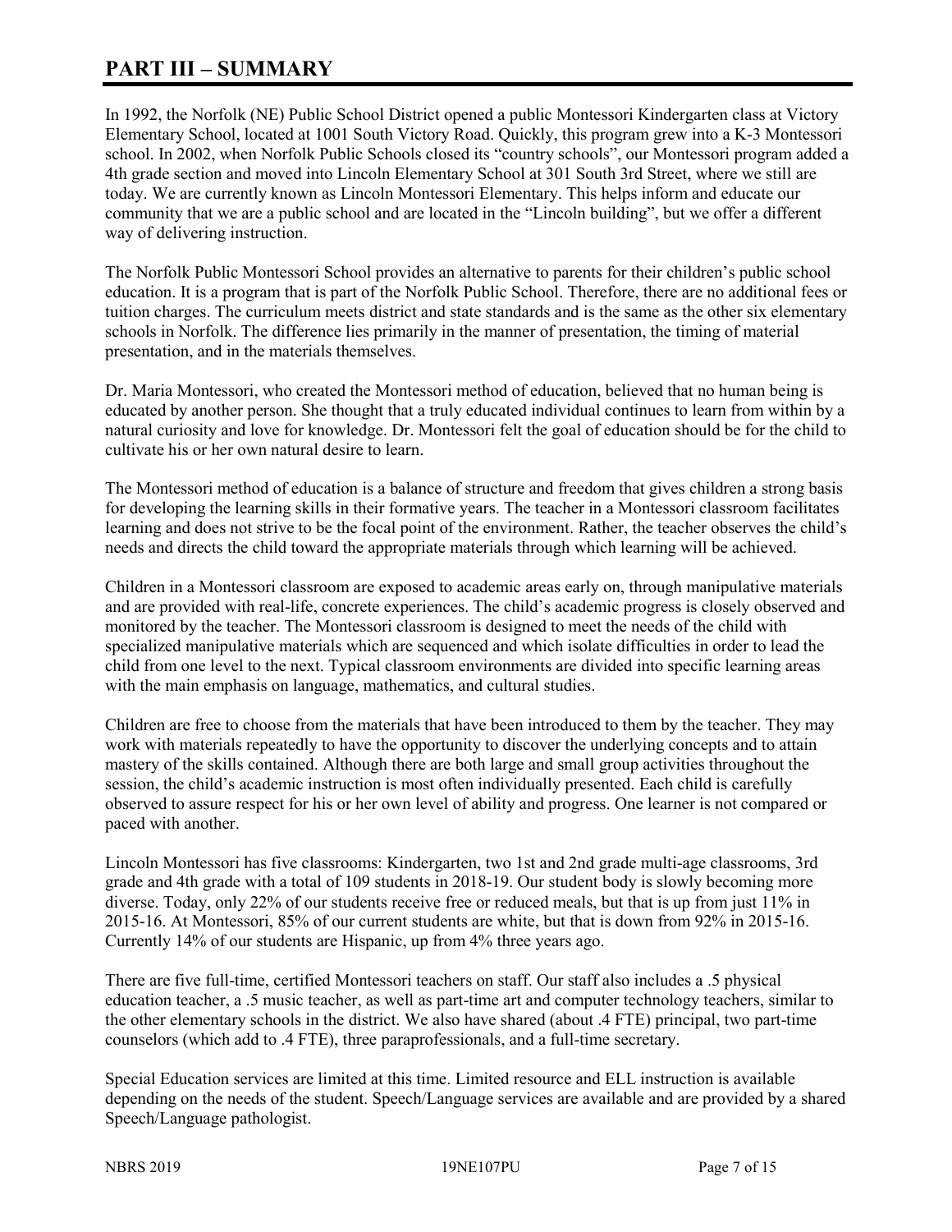# PART III – SUMMARY

In 1992, the Norfolk (NE) Public School District opened a public Montessori Kindergarten class at Victory Elementary School, located at 1001 South Victory Road. Quickly, this program grew into a K-3 Montessori school. In 2002, when Norfolk Public Schools closed its "country schools", our Montessori program added a 4th grade section and moved into Lincoln Elementary School at 301 South 3rd Street, where we still are today. We are currently known as Lincoln Montessori Elementary. This helps inform and educate our community that we are a public school and are located in the "Lincoln building", but we offer a different way of delivering instruction.

The Norfolk Public Montessori School provides an alternative to parents for their children's public school education. It is a program that is part of the Norfolk Public School. Therefore, there are no additional fees or tuition charges. The curriculum meets district and state standards and is the same as the other six elementary schools in Norfolk. The difference lies primarily in the manner of presentation, the timing of material presentation, and in the materials themselves.

Dr. Maria Montessori, who created the Montessori method of education, believed that no human being is educated by another person. She thought that a truly educated individual continues to learn from within by a natural curiosity and love for knowledge. Dr. Montessori felt the goal of education should be for the child to cultivate his or her own natural desire to learn.

The Montessori method of education is a balance of structure and freedom that gives children a strong basis for developing the learning skills in their formative years. The teacher in a Montessori classroom facilitates learning and does not strive to be the focal point of the environment. Rather, the teacher observes the child's needs and directs the child toward the appropriate materials through which learning will be achieved.

Children in a Montessori classroom are exposed to academic areas early on, through manipulative materials and are provided with real-life, concrete experiences. The child's academic progress is closely observed and monitored by the teacher. The Montessori classroom is designed to meet the needs of the child with specialized manipulative materials which are sequenced and which isolate difficulties in order to lead the child from one level to the next. Typical classroom environments are divided into specific learning areas with the main emphasis on language, mathematics, and cultural studies.

Children are free to choose from the materials that have been introduced to them by the teacher. They may work with materials repeatedly to have the opportunity to discover the underlying concepts and to attain mastery of the skills contained. Although there are both large and small group activities throughout the session, the child's academic instruction is most often individually presented. Each child is carefully observed to assure respect for his or her own level of ability and progress. One learner is not compared or paced with another.

Lincoln Montessori has five classrooms: Kindergarten, two 1st and 2nd grade multi-age classrooms, 3rd grade and 4th grade with a total of 109 students in 2018-19. Our student body is slowly becoming more diverse. Today, only 22% of our students receive free or reduced meals, but that is up from just 11% in 2015-16. At Montessori, 85% of our current students are white, but that is down from 92% in 2015-16. Currently 14% of our students are Hispanic, up from 4% three years ago.

There are five full-time, certified Montessori teachers on staff. Our staff also includes a .5 physical education teacher, a .5 music teacher, as well as part-time art and computer technology teachers, similar to the other elementary schools in the district. We also have shared (about .4 FTE) principal, two part-time counselors (which add to .4 FTE), three paraprofessionals, and a full-time secretary.

Special Education services are limited at this time. Limited resource and ELL instruction is available depending on the needs of the student. Speech/Language services are available and are provided by a shared Speech/Language pathologist.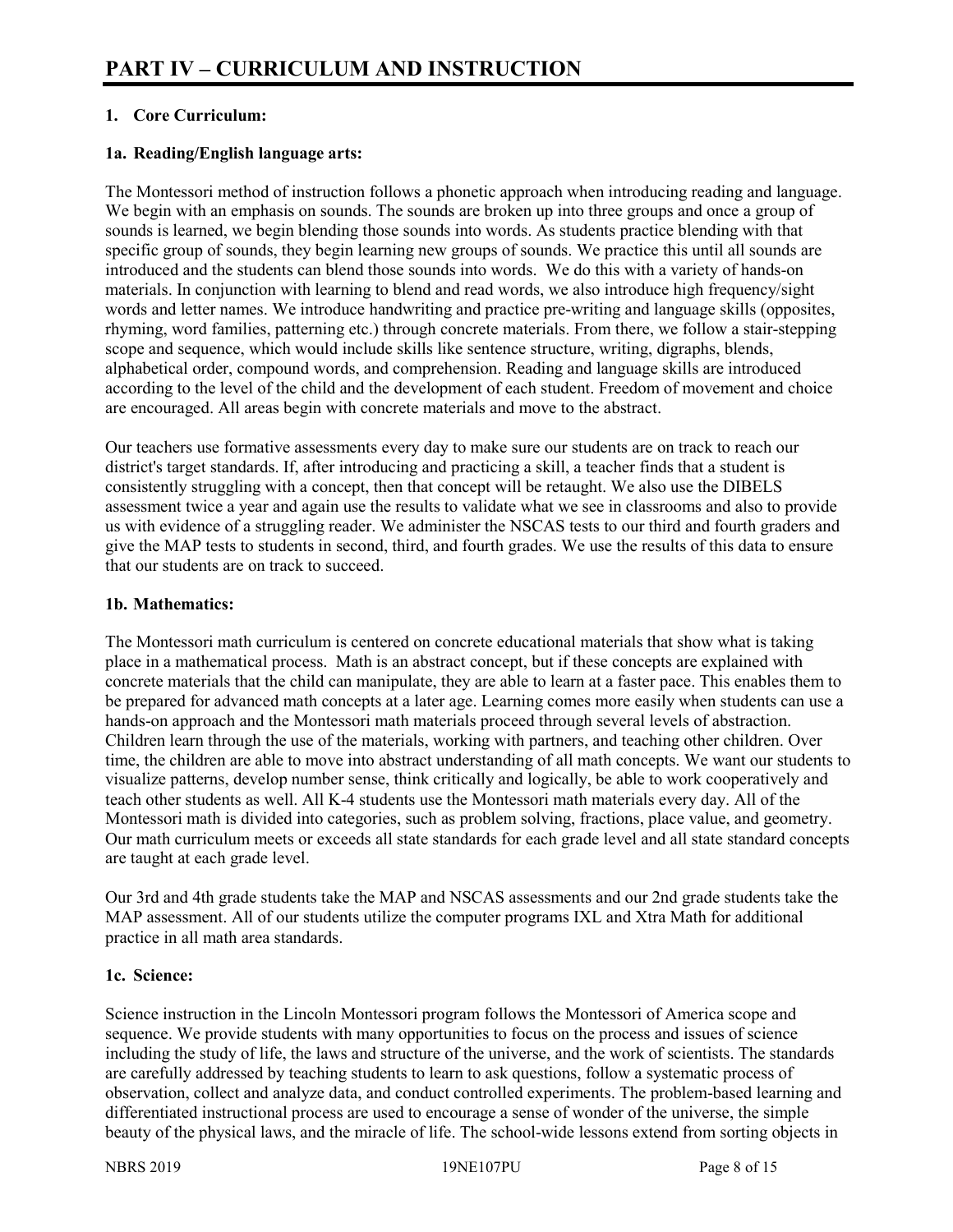# PART IV – CURRICULUM AND INSTRUCTION

## 1. Core Curriculum:

### 1a. Reading/English language arts:

The Montessori method of instruction follows a phonetic approach when introducing reading and language. We begin with an emphasis on sounds. The sounds are broken up into three groups and once a group of sounds is learned, we begin blending those sounds into words. As students practice blending with that specific group of sounds, they begin learning new groups of sounds. We practice this until all sounds are introduced and the students can blend those sounds into words. We do this with a variety of hands-on materials. In conjunction with learning to blend and read words, we also introduce high frequency/sight words and letter names. We introduce handwriting and practice pre-writing and language skills (opposites, rhyming, word families, patterning etc.) through concrete materials. From there, we follow a stair-stepping scope and sequence, which would include skills like sentence structure, writing, digraphs, blends, alphabetical order, compound words, and comprehension. Reading and language skills are introduced according to the level of the child and the development of each student. Freedom of movement and choice are encouraged. All areas begin with concrete materials and move to the abstract.

Our teachers use formative assessments every day to make sure our students are on track to reach our district's target standards. If, after introducing and practicing a skill, a teacher finds that a student is consistently struggling with a concept, then that concept will be retaught. We also use the DIBELS assessment twice a year and again use the results to validate what we see in classrooms and also to provide us with evidence of a struggling reader. We administer the NSCAS tests to our third and fourth graders and give the MAP tests to students in second, third, and fourth grades. We use the results of this data to ensure that our students are on track to succeed.

### 1b. Mathematics:

The Montessori math curriculum is centered on concrete educational materials that show what is taking place in a mathematical process. Math is an abstract concept, but if these concepts are explained with concrete materials that the child can manipulate, they are able to learn at a faster pace. This enables them to be prepared for advanced math concepts at a later age. Learning comes more easily when students can use a hands-on approach and the Montessori math materials proceed through several levels of abstraction. Children learn through the use of the materials, working with partners, and teaching other children. Over time, the children are able to move into abstract understanding of all math concepts. We want our students to visualize patterns, develop number sense, think critically and logically, be able to work cooperatively and teach other students as well. All K-4 students use the Montessori math materials every day. All of the Montessori math is divided into categories, such as problem solving, fractions, place value, and geometry. Our math curriculum meets or exceeds all state standards for each grade level and all state standard concepts are taught at each grade level.

Our 3rd and 4th grade students take the MAP and NSCAS assessments and our 2nd grade students take the MAP assessment. All of our students utilize the computer programs IXL and Xtra Math for additional practice in all math area standards.

### 1c. Science:

Science instruction in the Lincoln Montessori program follows the Montessori of America scope and sequence. We provide students with many opportunities to focus on the process and issues of science including the study of life, the laws and structure of the universe, and the work of scientists. The standards are carefully addressed by teaching students to learn to ask questions, follow a systematic process of observation, collect and analyze data, and conduct controlled experiments. The problem-based learning and differentiated instructional process are used to encourage a sense of wonder of the universe, the simple beauty of the physical laws, and the miracle of life. The school-wide lessons extend from sorting objects in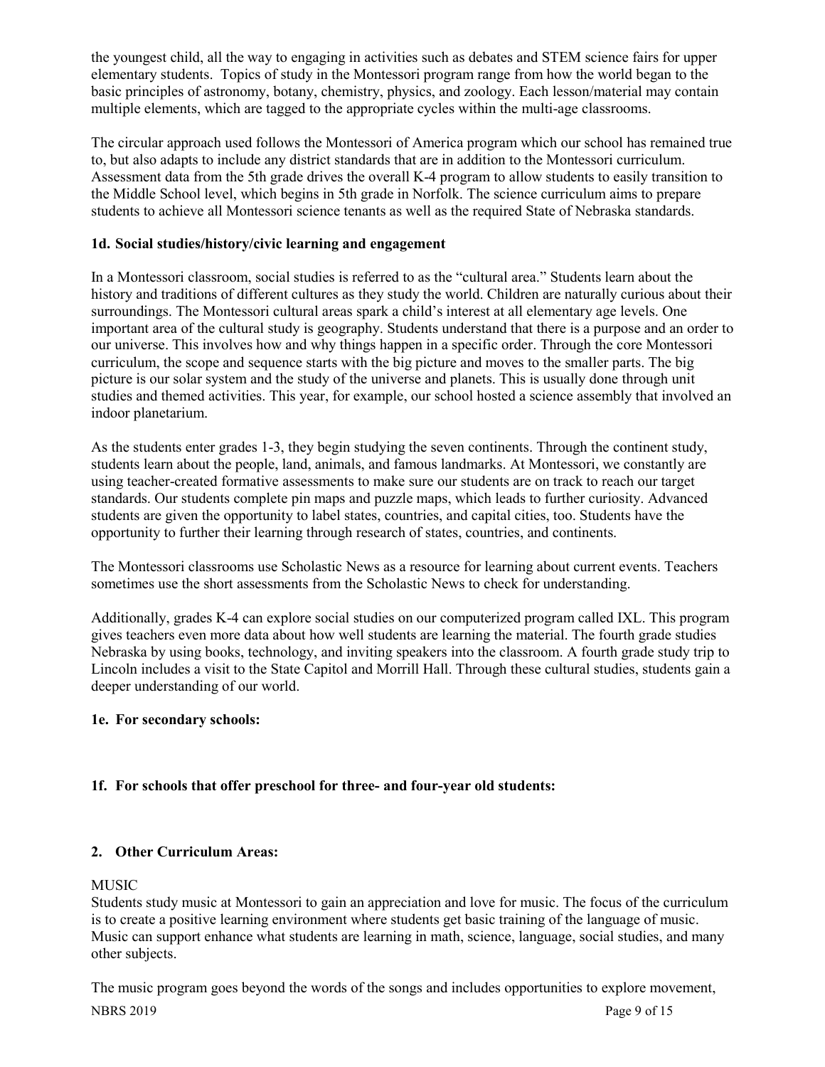the youngest child, all the way to engaging in activities such as debates and STEM science fairs for upper elementary students. Topics of study in the Montessori program range from how the world began to the basic principles of astronomy, botany, chemistry, physics, and zoology. Each lesson/material may contain multiple elements, which are tagged to the appropriate cycles within the multi-age classrooms.

The circular approach used follows the Montessori of America program which our school has remained true to, but also adapts to include any district standards that are in addition to the Montessori curriculum. Assessment data from the 5th grade drives the overall K-4 program to allow students to easily transition to the Middle School level, which begins in 5th grade in Norfolk. The science curriculum aims to prepare students to achieve all Montessori science tenants as well as the required State of Nebraska standards.

**1d. Social studies/history/civic learning and engagement**

In a Montessori classroom, social studies is referred to as the "cultural area." Students learn about the history and traditions of different cultures as they study the world. Children are naturally curious about their surroundings. The Montessori cultural areas spark a child's interest at all elementary age levels. One important area of the cultural study is geography. Students understand that there is a purpose and an order to our universe. This involves how and why things happen in a specific order. Through the core Montessori curriculum, the scope and sequence starts with the big picture and moves to the smaller parts. The big picture is our solar system and the study of the universe and planets. This is usually done through unit studies and themed activities. This year, for example, our school hosted a science assembly that involved an indoor planetarium.

As the students enter grades 1-3, they begin studying the seven continents. Through the continent study, students learn about the people, land, animals, and famous landmarks. At Montessori, we constantly are using teacher-created formative assessments to make sure our students are on track to reach our target standards. Our students complete pin maps and puzzle maps, which leads to further curiosity. Advanced students are given the opportunity to label states, countries, and capital cities, too. Students have the opportunity to further their learning through research of states, countries, and continents.

The Montessori classrooms use Scholastic News as a resource for learning about current events. Teachers sometimes use the short assessments from the Scholastic News to check for understanding.

Additionally, grades K-4 can explore social studies on our computerized program called IXL. This program gives teachers even more data about how well students are learning the material. The fourth grade studies Nebraska by using books, technology, and inviting speakers into the classroom. A fourth grade study trip to Lincoln includes a visit to the State Capitol and Morrill Hall. Through these cultural studies, students gain a deeper understanding of our world.

**1e. For secondary schools:**

**1f. For schools that offer preschool for three- and four-year old students:**

**2. Other Curriculum Areas:**

MUSIC

Students study music at Montessori to gain an appreciation and love for music. The focus of the curriculum is to create a positive learning environment where students get basic training of the language of music. Music can support enhance what students are learning in math, science, language, social studies, and many other subjects.

The music program goes beyond the words of the songs and includes opportunities to explore movement,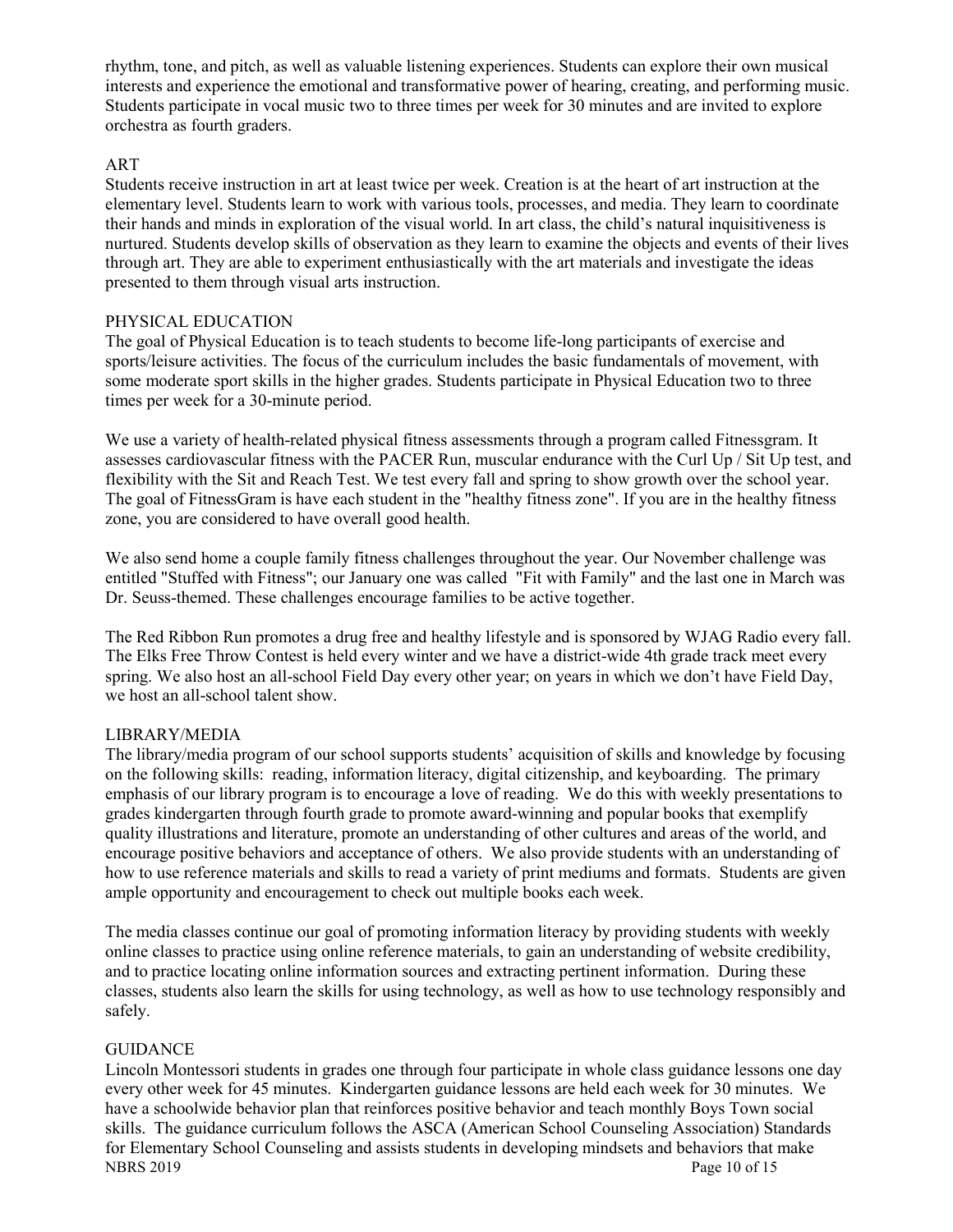rhythm, tone, and pitch, as well as valuable listening experiences. Students can explore their own musical interests and experience the emotional and transformative power of hearing, creating, and performing music. Students participate in vocal music two to three times per week for 30 minutes and are invited to explore orchestra as fourth graders.

## ART

Students receive instruction in art at least twice per week. Creation is at the heart of art instruction at the elementary level. Students learn to work with various tools, processes, and media. They learn to coordinate their hands and minds in exploration of the visual world. In art class, the child's natural inquisitiveness is nurtured. Students develop skills of observation as they learn to examine the objects and events of their lives through art. They are able to experiment enthusiastically with the art materials and investigate the ideas presented to them through visual arts instruction.

## PHYSICAL EDUCATION

The goal of Physical Education is to teach students to become life-long participants of exercise and sports/leisure activities. The focus of the curriculum includes the basic fundamentals of movement, with some moderate sport skills in the higher grades. Students participate in Physical Education two to three times per week for a 30-minute period.

We use a variety of health-related physical fitness assessments through a program called Fitnessgram. It assesses cardiovascular fitness with the PACER Run, muscular endurance with the Curl Up / Sit Up test, and flexibility with the Sit and Reach Test. We test every fall and spring to show growth over the school year. The goal of FitnessGram is have each student in the "healthy fitness zone". If you are in the healthy fitness zone, you are considered to have overall good health.

We also send home a couple family fitness challenges throughout the year. Our November challenge was entitled "Stuffed with Fitness"; our January one was called "Fit with Family" and the last one in March was Dr. Seuss-themed. These challenges encourage families to be active together.

The Red Ribbon Run promotes a drug free and healthy lifestyle and is sponsored by WJAG Radio every fall. The Elks Free Throw Contest is held every winter and we have a district-wide 4th grade track meet every spring. We also host an all-school Field Day every other year; on years in which we don't have Field Day, we host an all-school talent show.

## LIBRARY/MEDIA

The library/media program of our school supports students' acquisition of skills and knowledge by focusing on the following skills: reading, information literacy, digital citizenship, and keyboarding. The primary emphasis of our library program is to encourage a love of reading. We do this with weekly presentations to grades kindergarten through fourth grade to promote award-winning and popular books that exemplify quality illustrations and literature, promote an understanding of other cultures and areas of the world, and encourage positive behaviors and acceptance of others. We also provide students with an understanding of how to use reference materials and skills to read a variety of print mediums and formats. Students are given ample opportunity and encouragement to check out multiple books each week.

The media classes continue our goal of promoting information literacy by providing students with weekly online classes to practice using online reference materials, to gain an understanding of website credibility, and to practice locating online information sources and extracting pertinent information. During these classes, students also learn the skills for using technology, as well as how to use technology responsibly and safely.

## GUIDANCE

Lincoln Montessori students in grades one through four participate in whole class guidance lessons one day every other week for 45 minutes. Kindergarten guidance lessons are held each week for 30 minutes. We have a schoolwide behavior plan that reinforces positive behavior and teach monthly Boys Town social skills. The guidance curriculum follows the ASCA (American School Counseling Association) Standards for Elementary School Counseling and assists students in developing mindsets and behaviors that make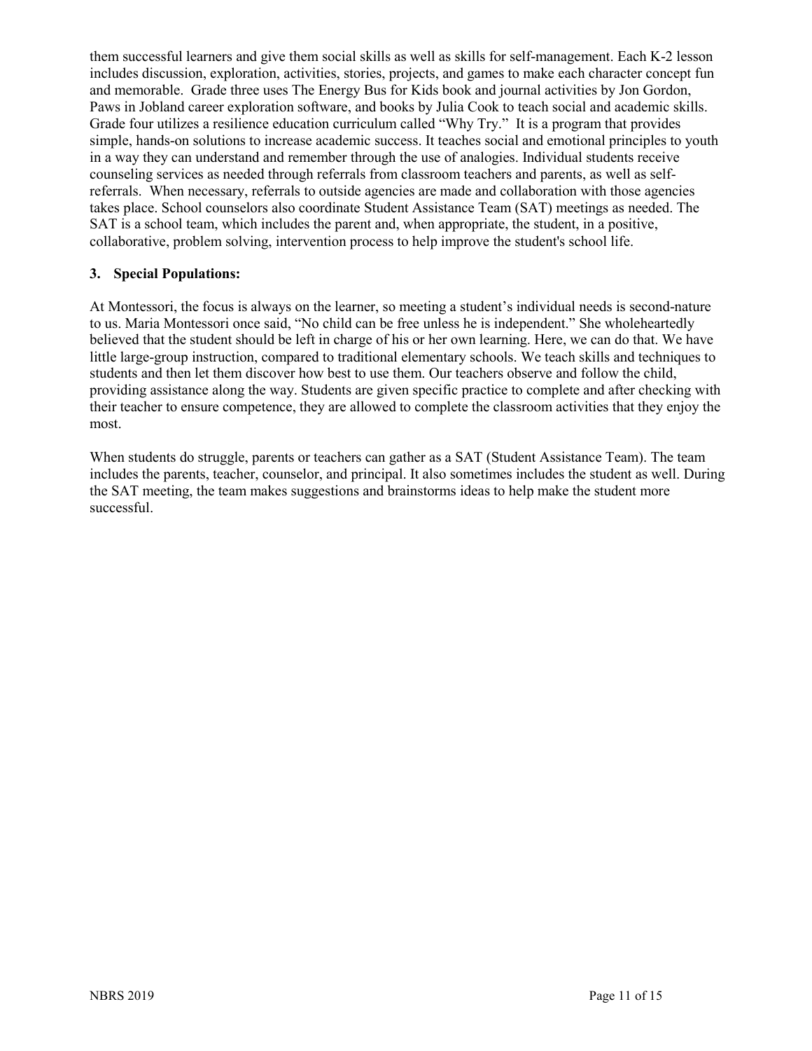them successful learners and give them social skills as well as skills for self-management. Each K-2 lesson includes discussion, exploration, activities, stories, projects, and games to make each character concept fun and memorable. Grade three uses The Energy Bus for Kids book and journal activities by Jon Gordon, Paws in Jobland career exploration software, and books by Julia Cook to teach social and academic skills. Grade four utilizes a resilience education curriculum called "Why Try." It is a program that provides simple, hands-on solutions to increase academic success. It teaches social and emotional principles to youth in a way they can understand and remember through the use of analogies. Individual students receive counseling services as needed through referrals from classroom teachers and parents, as well as self-referrals. When necessary, referrals to outside agencies are made and collaboration with those agencies takes place. School counselors also coordinate Student Assistance Team (SAT) meetings as needed. The SAT is a school team, which includes the parent and, when appropriate, the student, in a positive, collaborative, problem solving, intervention process to help improve the student's school life.

**3. Special Populations:**

At Montessori, the focus is always on the learner, so meeting a student's individual needs is second-nature to us. Maria Montessori once said, "No child can be free unless he is independent." She wholeheartedly believed that the student should be left in charge of his or her own learning. Here, we can do that. We have little large-group instruction, compared to traditional elementary schools. We teach skills and techniques to students and then let them discover how best to use them. Our teachers observe and follow the child, providing assistance along the way. Students are given specific practice to complete and after checking with their teacher to ensure competence, they are allowed to complete the classroom activities that they enjoy the most.

When students do struggle, parents or teachers can gather as a SAT (Student Assistance Team). The team includes the parents, teacher, counselor, and principal. It also sometimes includes the student as well. During the SAT meeting, the team makes suggestions and brainstorms ideas to help make the student more successful.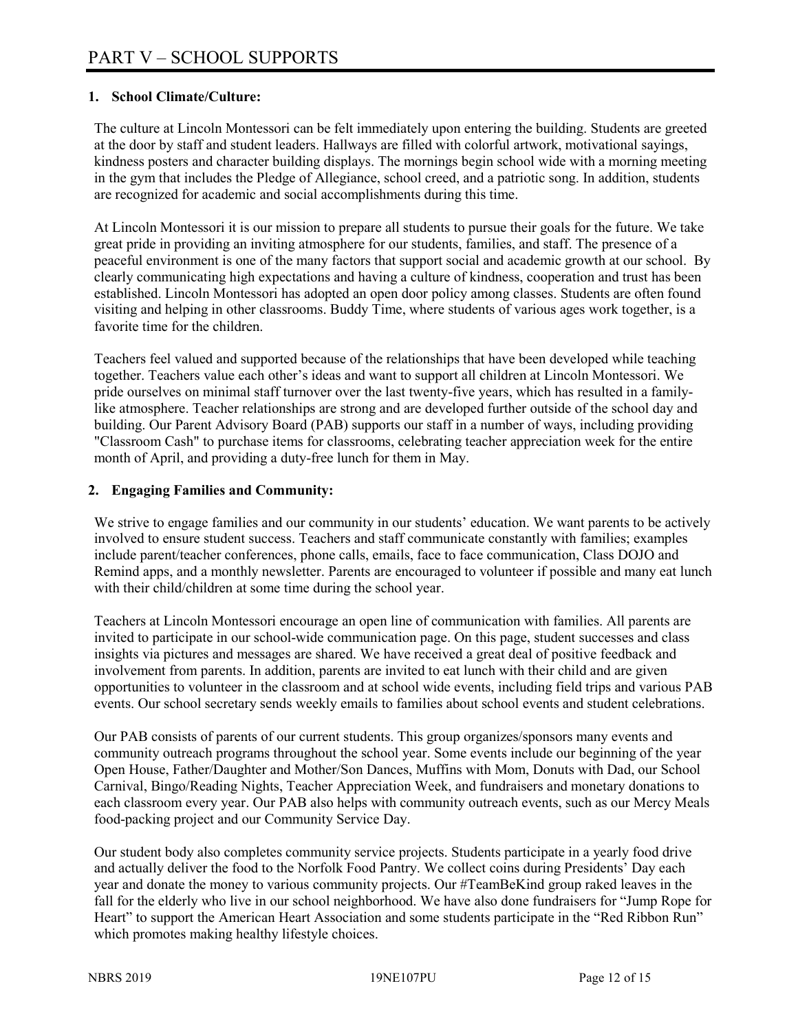# PART V – SCHOOL SUPPORTS

**1. School Climate/Culture:**

The culture at Lincoln Montessori can be felt immediately upon entering the building. Students are greeted at the door by staff and student leaders. Hallways are filled with colorful artwork, motivational sayings, kindness posters and character building displays. The mornings begin school wide with a morning meeting in the gym that includes the Pledge of Allegiance, school creed, and a patriotic song. In addition, students are recognized for academic and social accomplishments during this time.

At Lincoln Montessori it is our mission to prepare all students to pursue their goals for the future. We take great pride in providing an inviting atmosphere for our students, families, and staff. The presence of a peaceful environment is one of the many factors that support social and academic growth at our school. By clearly communicating high expectations and having a culture of kindness, cooperation and trust has been established. Lincoln Montessori has adopted an open door policy among classes. Students are often found visiting and helping in other classrooms. Buddy Time, where students of various ages work together, is a favorite time for the children.

Teachers feel valued and supported because of the relationships that have been developed while teaching together. Teachers value each other's ideas and want to support all children at Lincoln Montessori. We pride ourselves on minimal staff turnover over the last twenty-five years, which has resulted in a family-like atmosphere. Teacher relationships are strong and are developed further outside of the school day and building. Our Parent Advisory Board (PAB) supports our staff in a number of ways, including providing "Classroom Cash" to purchase items for classrooms, celebrating teacher appreciation week for the entire month of April, and providing a duty-free lunch for them in May.

**2. Engaging Families and Community:**

We strive to engage families and our community in our students' education. We want parents to be actively involved to ensure student success. Teachers and staff communicate constantly with families; examples include parent/teacher conferences, phone calls, emails, face to face communication, Class DOJO and Remind apps, and a monthly newsletter. Parents are encouraged to volunteer if possible and many eat lunch with their child/children at some time during the school year.

Teachers at Lincoln Montessori encourage an open line of communication with families. All parents are invited to participate in our school-wide communication page. On this page, student successes and class insights via pictures and messages are shared. We have received a great deal of positive feedback and involvement from parents. In addition, parents are invited to eat lunch with their child and are given opportunities to volunteer in the classroom and at school wide events, including field trips and various PAB events. Our school secretary sends weekly emails to families about school events and student celebrations.

Our PAB consists of parents of our current students. This group organizes/sponsors many events and community outreach programs throughout the school year. Some events include our beginning of the year Open House, Father/Daughter and Mother/Son Dances, Muffins with Mom, Donuts with Dad, our School Carnival, Bingo/Reading Nights, Teacher Appreciation Week, and fundraisers and monetary donations to each classroom every year. Our PAB also helps with community outreach events, such as our Mercy Meals food-packing project and our Community Service Day.

Our student body also completes community service projects. Students participate in a yearly food drive and actually deliver the food to the Norfolk Food Pantry. We collect coins during Presidents' Day each year and donate the money to various community projects. Our #TeamBeKind group raked leaves in the fall for the elderly who live in our school neighborhood. We have also done fundraisers for "Jump Rope for Heart" to support the American Heart Association and some students participate in the "Red Ribbon Run" which promotes making healthy lifestyle choices.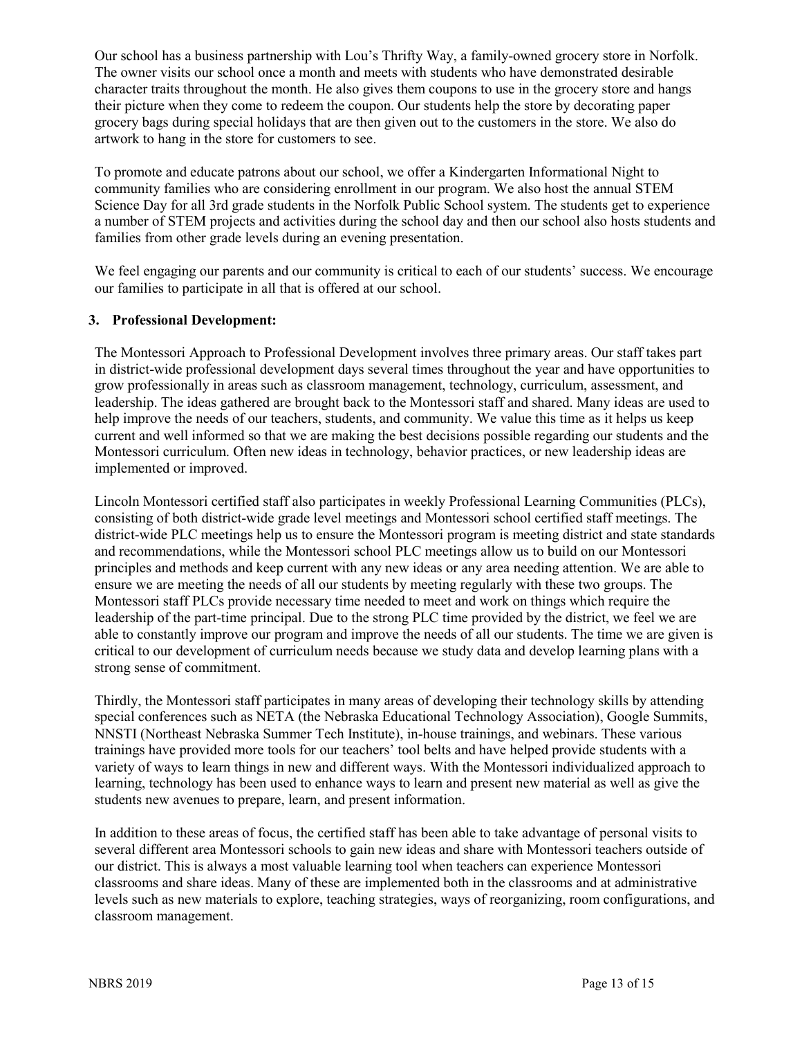Our school has a business partnership with Lou's Thrifty Way, a family-owned grocery store in Norfolk. The owner visits our school once a month and meets with students who have demonstrated desirable character traits throughout the month. He also gives them coupons to use in the grocery store and hangs their picture when they come to redeem the coupon. Our students help the store by decorating paper grocery bags during special holidays that are then given out to the customers in the store. We also do artwork to hang in the store for customers to see.

To promote and educate patrons about our school, we offer a Kindergarten Informational Night to community families who are considering enrollment in our program. We also host the annual STEM Science Day for all 3rd grade students in the Norfolk Public School system. The students get to experience a number of STEM projects and activities during the school day and then our school also hosts students and families from other grade levels during an evening presentation.

We feel engaging our parents and our community is critical to each of our students' success. We encourage our families to participate in all that is offered at our school.

### 3. Professional Development:

The Montessori Approach to Professional Development involves three primary areas. Our staff takes part in district-wide professional development days several times throughout the year and have opportunities to grow professionally in areas such as classroom management, technology, curriculum, assessment, and leadership. The ideas gathered are brought back to the Montessori staff and shared. Many ideas are used to help improve the needs of our teachers, students, and community. We value this time as it helps us keep current and well informed so that we are making the best decisions possible regarding our students and the Montessori curriculum. Often new ideas in technology, behavior practices, or new leadership ideas are implemented or improved.

Lincoln Montessori certified staff also participates in weekly Professional Learning Communities (PLCs), consisting of both district-wide grade level meetings and Montessori school certified staff meetings. The district-wide PLC meetings help us to ensure the Montessori program is meeting district and state standards and recommendations, while the Montessori school PLC meetings allow us to build on our Montessori principles and methods and keep current with any new ideas or any area needing attention. We are able to ensure we are meeting the needs of all our students by meeting regularly with these two groups. The Montessori staff PLCs provide necessary time needed to meet and work on things which require the leadership of the part-time principal. Due to the strong PLC time provided by the district, we feel we are able to constantly improve our program and improve the needs of all our students. The time we are given is critical to our development of curriculum needs because we study data and develop learning plans with a strong sense of commitment.

Thirdly, the Montessori staff participates in many areas of developing their technology skills by attending special conferences such as NETA (the Nebraska Educational Technology Association), Google Summits, NNSTI (Northeast Nebraska Summer Tech Institute), in-house trainings, and webinars. These various trainings have provided more tools for our teachers' tool belts and have helped provide students with a variety of ways to learn things in new and different ways. With the Montessori individualized approach to learning, technology has been used to enhance ways to learn and present new material as well as give the students new avenues to prepare, learn, and present information.

In addition to these areas of focus, the certified staff has been able to take advantage of personal visits to several different area Montessori schools to gain new ideas and share with Montessori teachers outside of our district. This is always a most valuable learning tool when teachers can experience Montessori classrooms and share ideas. Many of these are implemented both in the classrooms and at administrative levels such as new materials to explore, teaching strategies, ways of reorganizing, room configurations, and classroom management.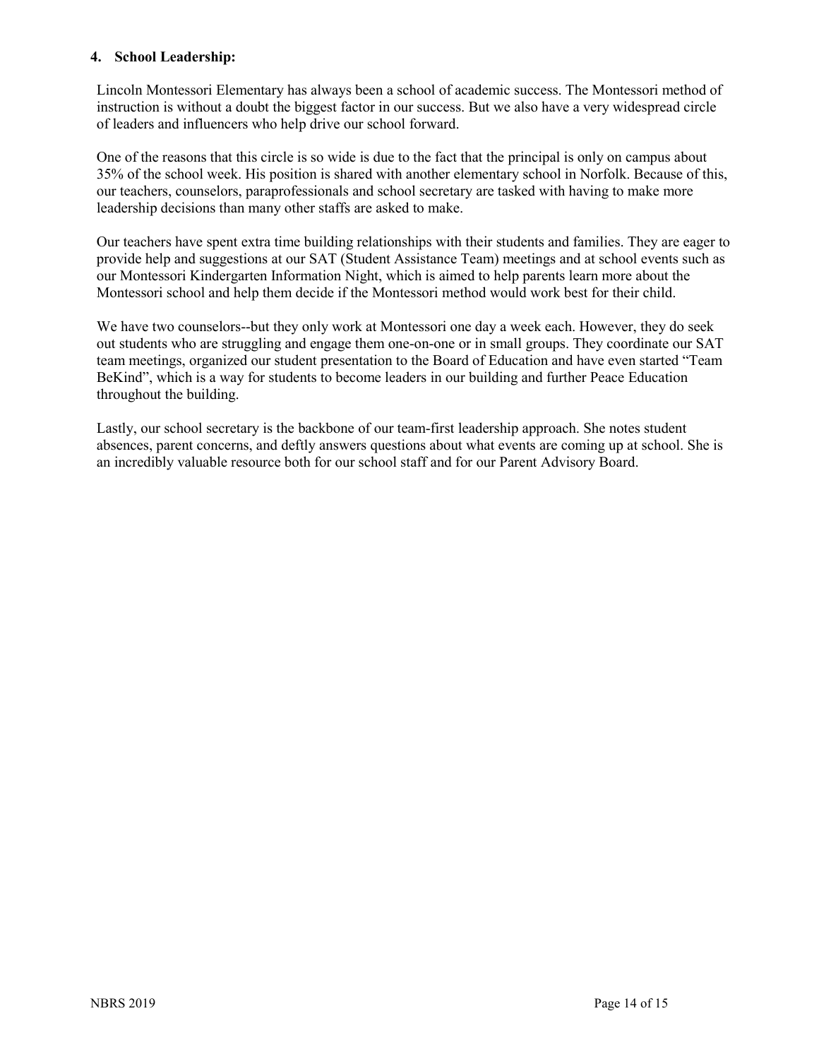**4. School Leadership:**

Lincoln Montessori Elementary has always been a school of academic success. The Montessori method of instruction is without a doubt the biggest factor in our success. But we also have a very widespread circle of leaders and influencers who help drive our school forward.

One of the reasons that this circle is so wide is due to the fact that the principal is only on campus about 35% of the school week. His position is shared with another elementary school in Norfolk. Because of this, our teachers, counselors, paraprofessionals and school secretary are tasked with having to make more leadership decisions than many other staffs are asked to make.

Our teachers have spent extra time building relationships with their students and families. They are eager to provide help and suggestions at our SAT (Student Assistance Team) meetings and at school events such as our Montessori Kindergarten Information Night, which is aimed to help parents learn more about the Montessori school and help them decide if the Montessori method would work best for their child.

We have two counselors--but they only work at Montessori one day a week each. However, they do seek out students who are struggling and engage them one-on-one or in small groups. They coordinate our SAT team meetings, organized our student presentation to the Board of Education and have even started "Team BeKind", which is a way for students to become leaders in our building and further Peace Education throughout the building.

Lastly, our school secretary is the backbone of our team-first leadership approach. She notes student absences, parent concerns, and deftly answers questions about what events are coming up at school. She is an incredibly valuable resource both for our school staff and for our Parent Advisory Board.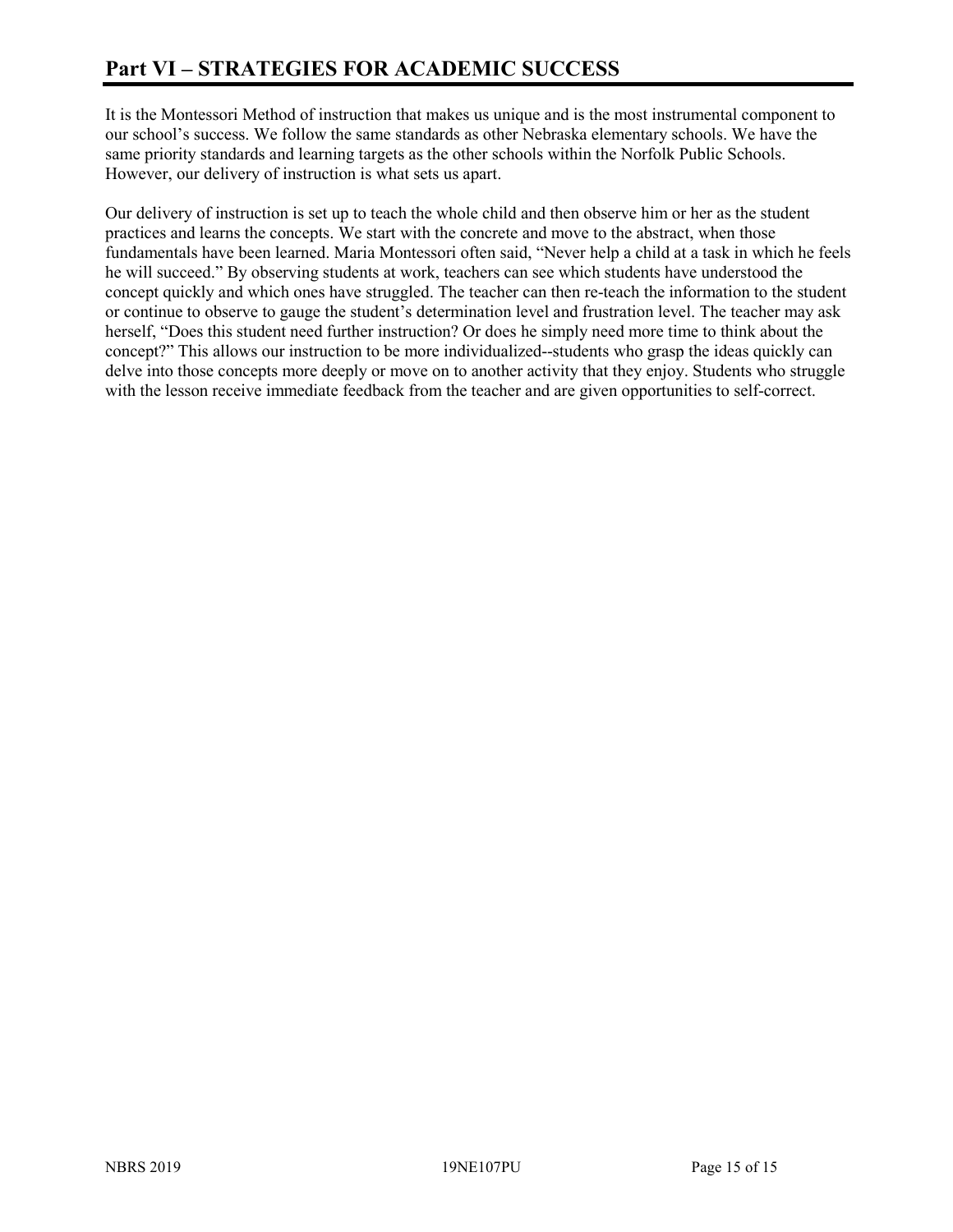## Part VI – STRATEGIES FOR ACADEMIC SUCCESS

It is the Montessori Method of instruction that makes us unique and is the most instrumental component to our school's success. We follow the same standards as other Nebraska elementary schools. We have the same priority standards and learning targets as the other schools within the Norfolk Public Schools. However, our delivery of instruction is what sets us apart.

Our delivery of instruction is set up to teach the whole child and then observe him or her as the student practices and learns the concepts. We start with the concrete and move to the abstract, when those fundamentals have been learned. Maria Montessori often said, "Never help a child at a task in which he feels he will succeed." By observing students at work, teachers can see which students have understood the concept quickly and which ones have struggled. The teacher can then re-teach the information to the student or continue to observe to gauge the student's determination level and frustration level. The teacher may ask herself, "Does this student need further instruction? Or does he simply need more time to think about the concept?" This allows our instruction to be more individualized--students who grasp the ideas quickly can delve into those concepts more deeply or move on to another activity that they enjoy. Students who struggle with the lesson receive immediate feedback from the teacher and are given opportunities to self-correct.